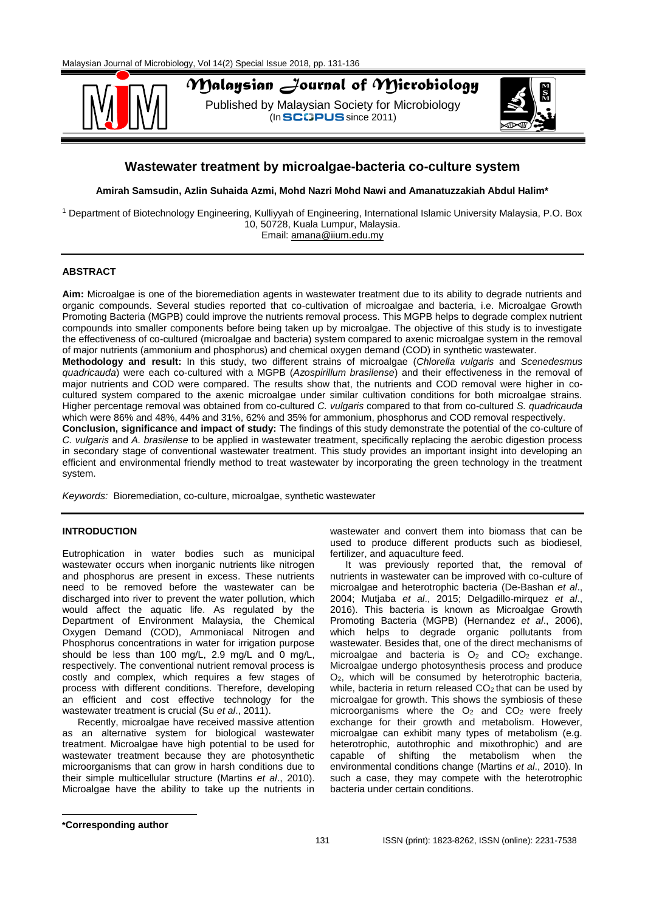# Wastewater treatment by microalgae-bacteria co-culture system

**Amirah Samsudin, Azlin Suhaida Azmi, Mohd Nazri Mohd Nawi and Amanatuzzakiah Abdul Halim***

[1] Department of Biotechnology Engineering, Kulliyyah of Engineering, International Islamic University Malaysia, P.O. Box 10, 50728, Kuala Lumpur, Malaysia.
Email: amana@iium.edu.my

## ABSTRACT

**Aim:** Microalgae is one of the bioremediation agents in wastewater treatment due to its ability to degrade nutrients and organic compounds. Several studies reported that co-cultivation of microalgae and bacteria, i.e. Microalgae Growth Promoting Bacteria (MGPB) could improve the nutrients removal process. This MGPB helps to degrade complex nutrient compounds into smaller components before being taken up by microalgae. The objective of this study is to investigate the effectiveness of co-cultured (microalgae and bacteria) system compared to axenic microalgae system in the removal of major nutrients (ammonium and phosphorus) and chemical oxygen demand (COD) in synthetic wastewater.
**Methodology and result:** In this study, two different strains of microalgae (*Chlorella vulgaris* and *Scenedesmus quadricauda*) were each co-cultured with a MGPB (*Azospirillum brasilense*) and their effectiveness in the removal of major nutrients and COD were compared. The results show that, the nutrients and COD removal were higher in co-cultured system compared to the axenic microalgae under similar cultivation conditions for both microalgae strains. Higher percentage removal was obtained from co-cultured *C. vulgaris* compared to that from co-cultured *S. quadricauda* which were 86% and 48%, 44% and 31%, 62% and 35% for ammonium, phosphorus and COD removal respectively.
**Conclusion, significance and impact of study:** The findings of this study demonstrate the potential of the co-culture of *C. vulgaris* and *A. brasilense* to be applied in wastewater treatment, specifically replacing the aerobic digestion process in secondary stage of conventional wastewater treatment. This study provides an important insight into developing an efficient and environmental friendly method to treat wastewater by incorporating the green technology in the treatment system.

*Keywords:* Bioremediation, co-culture, microalgae, synthetic wastewater

## INTRODUCTION

Eutrophication in water bodies such as municipal wastewater occurs when inorganic nutrients like nitrogen and phosphorus are present in excess. These nutrients need to be removed before the wastewater can be discharged into river to prevent the water pollution, which would affect the aquatic life. As regulated by the Department of Environment Malaysia, the Chemical Oxygen Demand (COD), Ammoniacal Nitrogen and Phosphorus concentrations in water for irrigation purpose should be less than 100 mg/L, 2.9 mg/L and 0 mg/L, respectively. The conventional nutrient removal process is costly and complex, which requires a few stages of process with different conditions. Therefore, developing an efficient and cost effective technology for the wastewater treatment is crucial (Su *et al*., 2011).

Recently, microalgae have received massive attention as an alternative system for biological wastewater treatment. Microalgae have high potential to be used for wastewater treatment because they are photosynthetic microorganisms that can grow in harsh conditions due to their simple multicellular structure (Martins *et al*., 2010). Microalgae have the ability to take up the nutrients in wastewater and convert them into biomass that can be used to produce different products such as biodiesel, fertilizer, and aquaculture feed.

It was previously reported that, the removal of nutrients in wastewater can be improved with co-culture of microalgae and heterotrophic bacteria (De-Bashan *et al*., 2004; Mutjaba *et al*., 2015; Delgadillo-mirquez *et al*., 2016). This bacteria is known as Microalgae Growth Promoting Bacteria (MGPB) (Hernandez *et al*., 2006), which helps to degrade organic pollutants from wastewater. Besides that, one of the direct mechanisms of microalgae and bacteria is $O_2$ and $CO_2$ exchange. Microalgae undergo photosynthesis process and produce $O_2$, which will be consumed by heterotrophic bacteria, while, bacteria in return released $CO_2$ that can be used by microalgae for growth. This shows the symbiosis of these microorganisms where the $O_2$ and $CO_2$ were freely exchange for their growth and metabolism. However, microalgae can exhibit many types of metabolism (e.g. heterotrophic, autothrophic and mixothrophic) and are capable of shifting the metabolism when the environmental conditions change (Martins *et al*., 2010). In such a case, they may compete with the heterotrophic bacteria under certain conditions.

*Corresponding author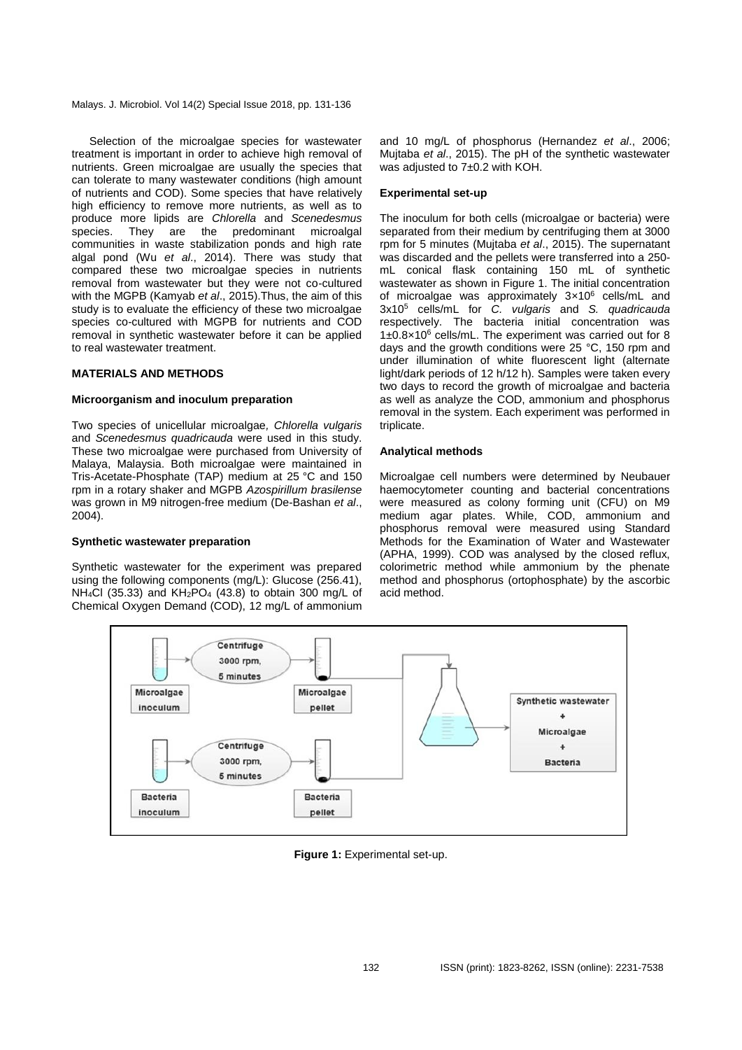Selection of the microalgae species for wastewater treatment is important in order to achieve high removal of nutrients. Green microalgae are usually the species that can tolerate to many wastewater conditions (high amount of nutrients and COD). Some species that have relatively high efficiency to remove more nutrients, as well as to produce more lipids are *Chlorella* and *Scenedesmus* species. They are the predominant microalgal communities in waste stabilization ponds and high rate algal pond (Wu *et al*., 2014). There was study that compared these two microalgae species in nutrients removal from wastewater but they were not co-cultured with the MGPB (Kamyab *et al*., 2015).Thus, the aim of this study is to evaluate the efficiency of these two microalgae species co-cultured with MGPB for nutrients and COD removal in synthetic wastewater before it can be applied to real wastewater treatment.

## MATERIALS AND METHODS

### Microorganism and inoculum preparation

Two species of unicellular microalgae, *Chlorella vulgaris* and *Scenedesmus quadricauda* were used in this study. These two microalgae were purchased from University of Malaya, Malaysia. Both microalgae were maintained in Tris-Acetate-Phosphate (TAP) medium at 25 °C and 150 rpm in a rotary shaker and MGPB *Azospirillum brasilense* was grown in M9 nitrogen-free medium (De-Bashan *et al*., 2004).

### Synthetic wastewater preparation

Synthetic wastewater for the experiment was prepared using the following components (mg/L): Glucose (256.41), $NH_4Cl$ (35.33) and $KH_2PO_4$ (43.8) to obtain 300 mg/L of Chemical Oxygen Demand (COD), 12 mg/L of ammonium and 10 mg/L of phosphorus (Hernandez *et al*., 2006; Mujtaba *et al*., 2015). The pH of the synthetic wastewater was adjusted to 7±0.2 with KOH.

### Experimental set-up

The inoculum for both cells (microalgae or bacteria) were separated from their medium by centrifuging them at 3000 rpm for 5 minutes (Mujtaba *et al*., 2015). The supernatant was discarded and the pellets were transferred into a 250-mL conical flask containing 150 mL of synthetic wastewater as shown in Figure 1. The initial concentration of microalgae was approximately $3×10^6$ cells/mL and $3x10^5$ cells/mL for *C. vulgaris* and *S. quadricauda* respectively. The bacteria initial concentration was $1±0.8×10^6$ cells/mL. The experiment was carried out for 8 days and the growth conditions were 25 °C, 150 rpm and under illumination of white fluorescent light (alternate light/dark periods of 12 h/12 h). Samples were taken every two days to record the growth of microalgae and bacteria as well as analyze the COD, ammonium and phosphorus removal in the system. Each experiment was performed in triplicate.

### Analytical methods

Microalgae cell numbers were determined by Neubauer haemocytometer counting and bacterial concentrations were measured as colony forming unit (CFU) on M9 medium agar plates. While, COD, ammonium and phosphorus removal were measured using Standard Methods for the Examination of Water and Wastewater (APHA, 1999). COD was analysed by the closed reflux, colorimetric method while ammonium by the phenate method and phosphorus (ortophosphate) by the ascorbic acid method.

**Figure 1:** Experimental set-up.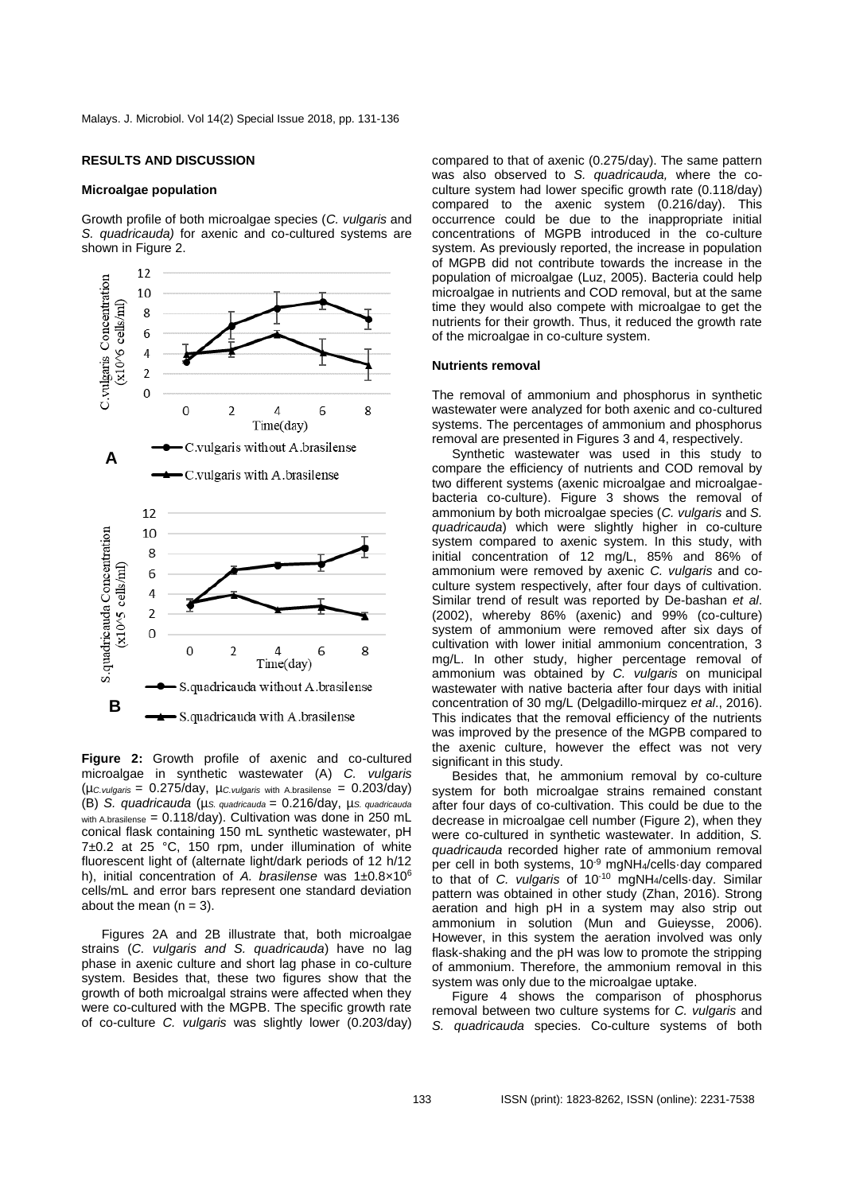## RESULTS AND DISCUSSION

### Microalgae population

Growth profile of both microalgae species (*C. vulgaris* and *S. quadricauda)* for axenic and co-cultured systems are shown in Figure 2.

**Figure 2:** Growth profile of axenic and co-cultured microalgae in synthetic wastewater (A) *C. vulgaris* ($\mu_{C.vulgaris}$ = 0.275/day, $\mu_{C.vulgaris \text{ with A.brasilense}}$ = 0.203/day) (B) *S. quadricauda* ($\mu_{S.quadricauda}$ = 0.216/day, $\mu_{S.quadricauda \text{ with A.brasilense}}$ = 0.118/day). Cultivation was done in 250 mL conical flask containing 150 mL synthetic wastewater, pH 7±0.2 at 25 °C, 150 rpm, under illumination of white fluorescent light of (alternate light/dark periods of 12 h/12 h), initial concentration of *A. brasilense* was $1\pm0.8\times10^6$ cells/mL and error bars represent one standard deviation about the mean (n = 3).

Figures 2A and 2B illustrate that, both microalgae strains (*C. vulgaris and S. quadricauda*) have no lag phase in axenic culture and short lag phase in co-culture system. Besides that, these two figures show that the growth of both microalgal strains were affected when they were co-cultured with the MGPB. The specific growth rate of co-culture *C. vulgaris* was slightly lower (0.203/day) compared to that of axenic (0.275/day). The same pattern was also observed to *S. quadricauda,* where the co-culture system had lower specific growth rate (0.118/day) compared to the axenic system (0.216/day). This occurrence could be due to the inappropriate initial concentrations of MGPB introduced in the co-culture system. As previously reported, the increase in population of MGPB did not contribute towards the increase in the population of microalgae (Luz, 2005). Bacteria could help microalgae in nutrients and COD removal, but at the same time they would also compete with microalgae to get the nutrients for their growth. Thus, it reduced the growth rate of the microalgae in co-culture system.

### Nutrients removal

The removal of ammonium and phosphorus in synthetic wastewater were analyzed for both axenic and co-cultured systems. The percentages of ammonium and phosphorus removal are presented in Figures 3 and 4, respectively.

Synthetic wastewater was used in this study to compare the efficiency of nutrients and COD removal by two different systems (axenic microalgae and microalgae-bacteria co-culture). Figure 3 shows the removal of ammonium by both microalgae species (*C. vulgaris* and *S. quadricauda*) which were slightly higher in co-culture system compared to axenic system. In this study, with initial concentration of 12 mg/L, 85% and 86% of ammonium were removed by axenic *C. vulgaris* and co-culture system respectively, after four days of cultivation. Similar trend of result was reported by De-bashan *et al*. (2002), whereby 86% (axenic) and 99% (co-culture) system of ammonium were removed after six days of cultivation with lower initial ammonium concentration, 3 mg/L. In other study, higher percentage removal of ammonium was obtained by *C. vulgaris* on municipal wastewater with native bacteria after four days with initial concentration of 30 mg/L (Delgadillo-mirquez *et al*., 2016). This indicates that the removal efficiency of the nutrients was improved by the presence of the MGPB compared to the axenic culture, however the effect was not very significant in this study.

Besides that, he ammonium removal by co-culture system for both microalgae strains remained constant after four days of co-cultivation. This could be due to the decrease in microalgae cell number (Figure 2), when they were co-cultured in synthetic wastewater. In addition, *S. quadricauda* recorded higher rate of ammonium removal per cell in both systems, $10^{-9}$ $mgNH_4$/cells·day compared to that of *C. vulgaris* of $10^{-10}$ $mgNH_4$/cells·day. Similar pattern was obtained in other study (Zhan, 2016). Strong aeration and high pH in a system may also strip out ammonium in solution (Mun and Guieysse, 2006). However, in this system the aeration involved was only flask-shaking and the pH was low to promote the stripping of ammonium. Therefore, the ammonium removal in this system was only due to the microalgae uptake.

Figure 4 shows the comparison of phosphorus removal between two culture systems for *C. vulgaris* and *S. quadricauda* species. Co-culture systems of both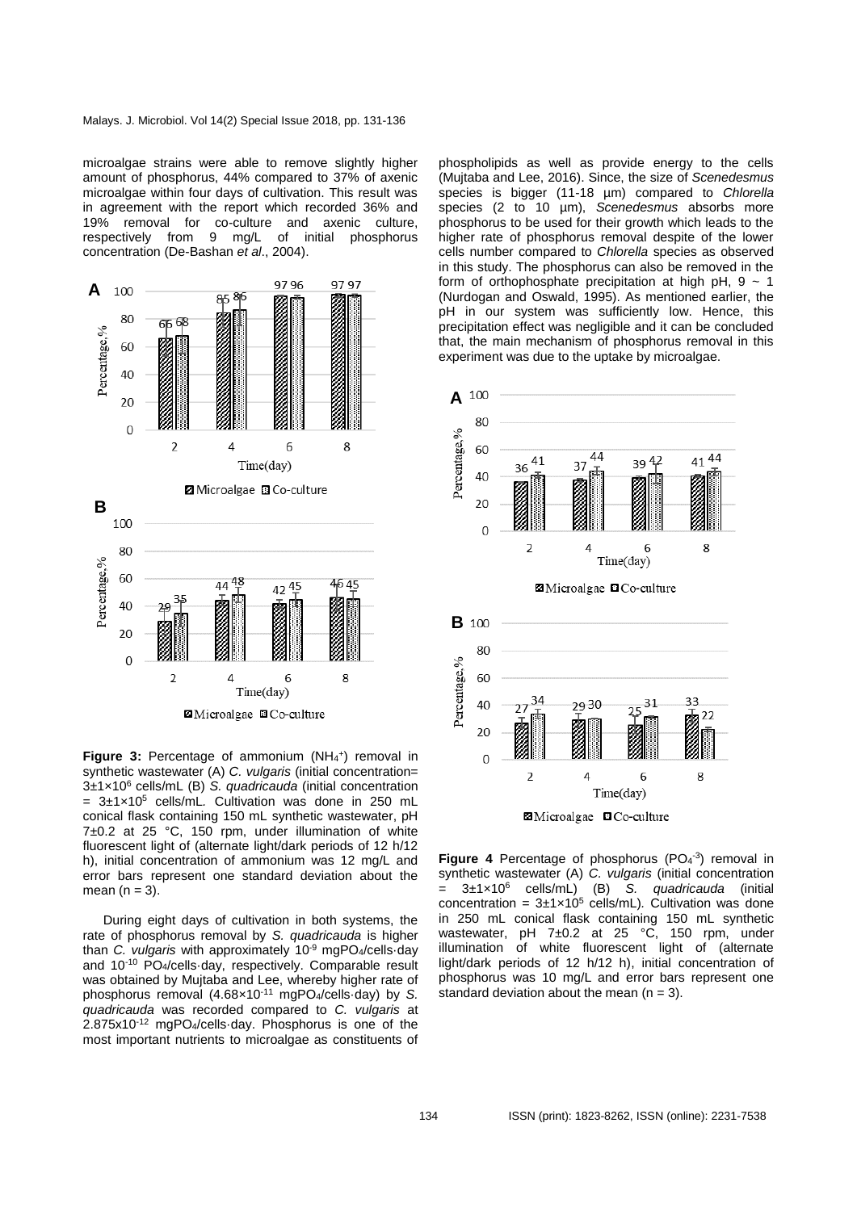microalgae strains were able to remove slightly higher amount of phosphorus, 44% compared to 37% of axenic microalgae within four days of cultivation. This result was in agreement with the report which recorded 36% and 19% removal for co-culture and axenic culture, respectively from 9 mg/L of initial phosphorus concentration (De-Bashan *et al*., 2004).

**Figure 3:** Percentage of ammonium ($NH_4^+$) removal in synthetic wastewater (A) *C. vulgaris* (initial concentration= $3\pm1\times10^6$ cells/mL (B) *S. quadricauda* (initial concentration = $3\pm1\times10^5$ cells/mL. Cultivation was done in 250 mL conical flask containing 150 mL synthetic wastewater, pH 7±0.2 at 25 °C, 150 rpm, under illumination of white fluorescent light of (alternate light/dark periods of 12 h/12 h), initial concentration of ammonium was 12 mg/L and error bars represent one standard deviation about the mean (n = 3).

During eight days of cultivation in both systems, the rate of phosphorus removal by *S. quadricauda* is higher than *C. vulgaris* with approximately $10^{-9}$ mgPO₄/cells·day and $10^{-10}$ PO₄/cells·day, respectively. Comparable result was obtained by Mujtaba and Lee, whereby higher rate of phosphorus removal ($4.68\times10^{-11}$ mgPO₄/cells·day) by *S. quadricauda* was recorded compared to *C. vulgaris* at $2.875\times10^{-12}$ mgPO₄/cells·day. Phosphorus is one of the most important nutrients to microalgae as constituents of phospholipids as well as provide energy to the cells (Mujtaba and Lee, 2016). Since, the size of *Scenedesmus* species is bigger (11-18 µm) compared to *Chlorella* species (2 to 10 µm), *Scenedesmus* absorbs more phosphorus to be used for their growth which leads to the higher rate of phosphorus removal despite of the lower cells number compared to *Chlorella* species as observed in this study. The phosphorus can also be removed in the form of orthophosphate precipitation at high pH, 9 ~ 1 (Nurdogan and Oswald, 1995). As mentioned earlier, the pH in our system was sufficiently low. Hence, this precipitation effect was negligible and it can be concluded that, the main mechanism of phosphorus removal in this experiment was due to the uptake by microalgae.

**Figure 4** Percentage of phosphorus ($PO_4^{-3}$) removal in synthetic wastewater (A) *C. vulgaris* (initial concentration = $3\pm1\times10^6$ cells/mL) (B) *S. quadricauda* (initial concentration = $3\pm1\times10^5$ cells/mL). Cultivation was done in 250 mL conical flask containing 150 mL synthetic wastewater, pH 7±0.2 at 25 °C, 150 rpm, under illumination of white fluorescent light of (alternate light/dark periods of 12 h/12 h), initial concentration of phosphorus was 10 mg/L and error bars represent one standard deviation about the mean (n = 3).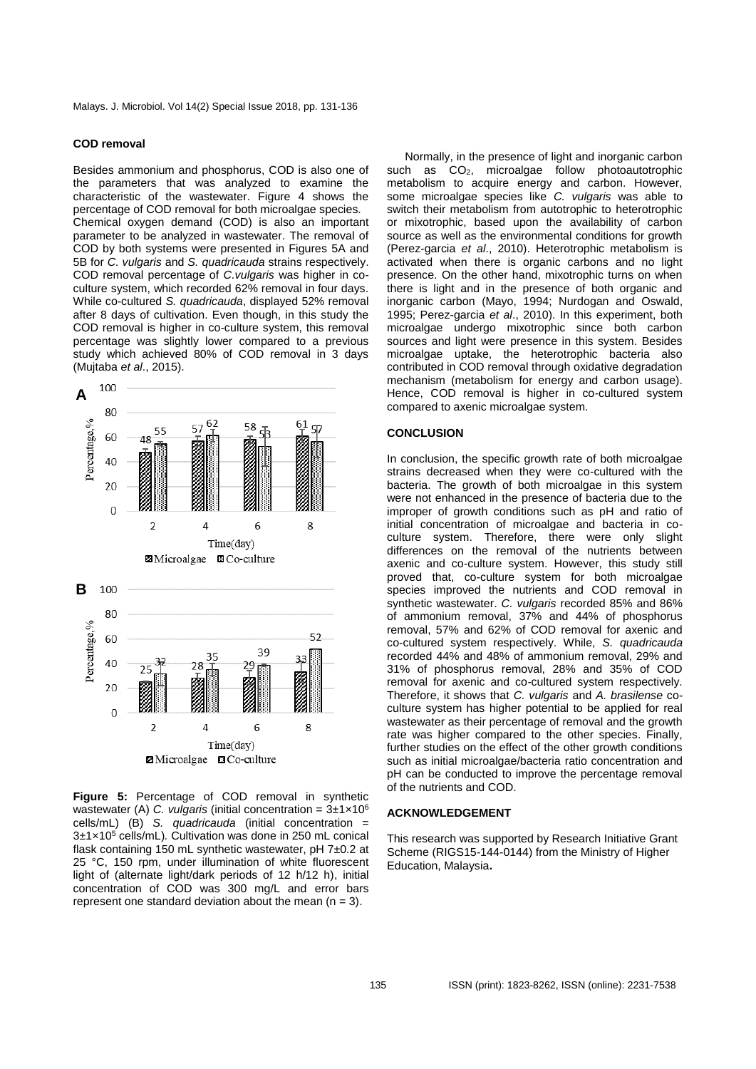### COD removal

Besides ammonium and phosphorus, COD is also one of the parameters that was analyzed to examine the characteristic of the wastewater. Figure 4 shows the percentage of COD removal for both microalgae species. Chemical oxygen demand (COD) is also an important parameter to be analyzed in wastewater. The removal of COD by both systems were presented in Figures 5A and 5B for *C. vulgaris* and *S. quadricauda* strains respectively. COD removal percentage of *C.vulgaris* was higher in co-culture system, which recorded 62% removal in four days. While co-cultured *S. quadricauda*, displayed 52% removal after 8 days of cultivation. Even though, in this study the COD removal is higher in co-culture system, this removal percentage was slightly lower compared to a previous study which achieved 80% of COD removal in 3 days (Mujtaba *et al*., 2015).

**Figure 5:** Percentage of COD removal in synthetic wastewater (A) *C. vulgaris* (initial concentration = $3\pm1\times10^6$ cells/mL) (B) *S. quadricauda* (initial concentration = $3\pm1\times10^5$ cells/mL). Cultivation was done in 250 mL conical flask containing 150 mL synthetic wastewater, pH 7±0.2 at 25 °C, 150 rpm, under illumination of white fluorescent light of (alternate light/dark periods of 12 h/12 h), initial concentration of COD was 300 mg/L and error bars represent one standard deviation about the mean (n = 3).

Normally, in the presence of light and inorganic carbon such as $CO_2$, microalgae follow photoautotrophic metabolism to acquire energy and carbon. However, some microalgae species like *C. vulgaris* was able to switch their metabolism from autotrophic to heterotrophic or mixotrophic, based upon the availability of carbon source as well as the environmental conditions for growth (Perez-garcia *et al*., 2010). Heterotrophic metabolism is activated when there is organic carbons and no light presence. On the other hand, mixotrophic turns on when there is light and in the presence of both organic and inorganic carbon (Mayo, 1994; Nurdogan and Oswald, 1995; Perez-garcia *et al*., 2010). In this experiment, both microalgae undergo mixotrophic since both carbon sources and light were presence in this system. Besides microalgae uptake, the heterotrophic bacteria also contributed in COD removal through oxidative degradation mechanism (metabolism for energy and carbon usage). Hence, COD removal is higher in co-cultured system compared to axenic microalgae system.

### CONCLUSION

In conclusion, the specific growth rate of both microalgae strains decreased when they were co-cultured with the bacteria. The growth of both microalgae in this system were not enhanced in the presence of bacteria due to the improper of growth conditions such as pH and ratio of initial concentration of microalgae and bacteria in co-culture system. Therefore, there were only slight differences on the removal of the nutrients between axenic and co-culture system. However, this study still proved that, co-culture system for both microalgae species improved the nutrients and COD removal in synthetic wastewater. *C. vulgaris* recorded 85% and 86% of ammonium removal, 37% and 44% of phosphorus removal, 57% and 62% of COD removal for axenic and co-cultured system respectively. While, *S. quadricauda* recorded 44% and 48% of ammonium removal, 29% and 31% of phosphorus removal, 28% and 35% of COD removal for axenic and co-cultured system respectively. Therefore, it shows that *C. vulgaris* and *A. brasilense* co-culture system has higher potential to be applied for real wastewater as their percentage of removal and the growth rate was higher compared to the other species. Finally, further studies on the effect of the other growth conditions such as initial microalgae/bacteria ratio concentration and pH can be conducted to improve the percentage removal of the nutrients and COD.

### ACKNOWLEDGEMENT

This research was supported by Research Initiative Grant Scheme (RIGS15-144-0144) from the Ministry of Higher Education, Malaysia**.**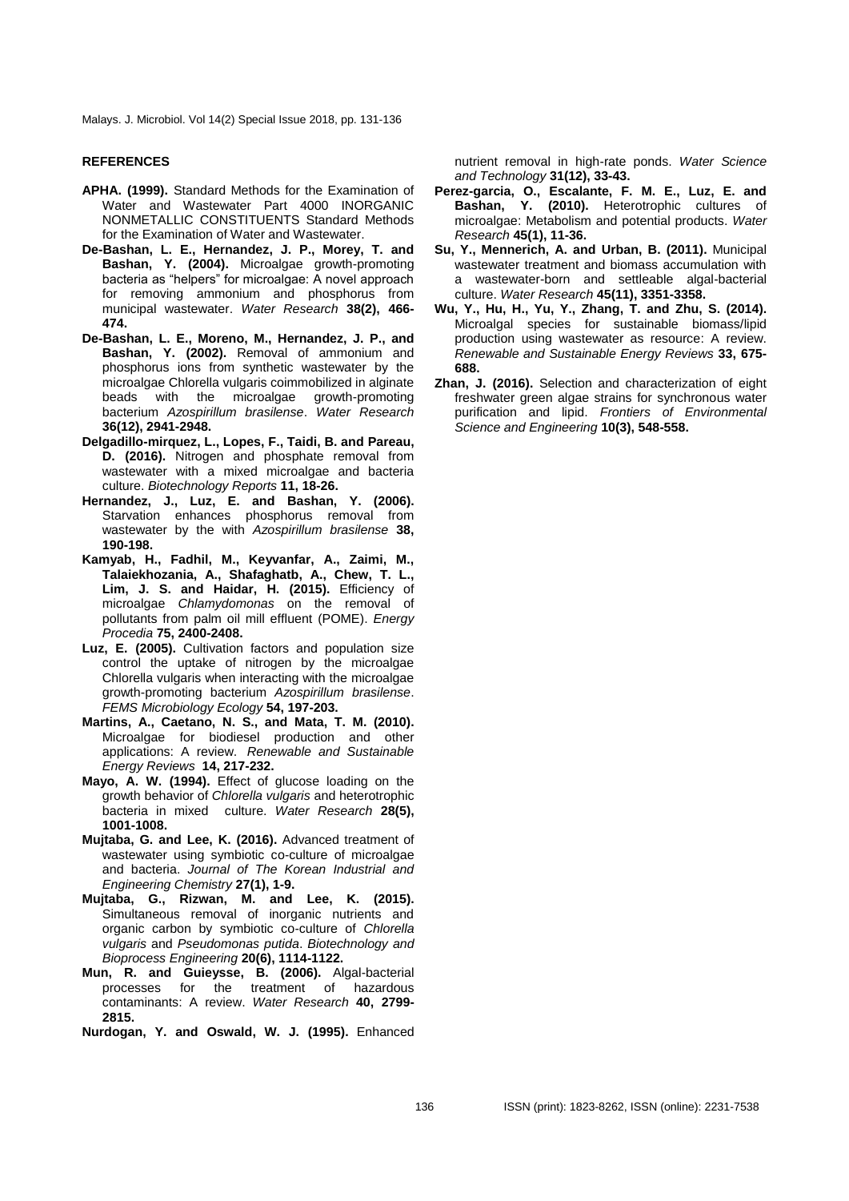## REFERENCES

**APHA. (1999).** Standard Methods for the Examination of Water and Wastewater Part 4000 INORGANIC NONMETALLIC CONSTITUENTS Standard Methods for the Examination of Water and Wastewater.

**De-Bashan, L. E., Hernandez, J. P., Morey, T. and Bashan, Y. (2004).** Microalgae growth-promoting bacteria as "helpers" for microalgae: A novel approach for removing ammonium and phosphorus from municipal wastewater. *Water Research* **38(2), 466-474.**

**De-Bashan, L. E., Moreno, M., Hernandez, J. P., and Bashan, Y. (2002).** Removal of ammonium and phosphorus ions from synthetic wastewater by the microalgae Chlorella vulgaris coimmobilized in alginate beads with the microalgae growth-promoting bacterium *Azospirillum brasilense*. *Water Research* **36(12), 2941-2948.**

**Delgadillo-mirquez, L., Lopes, F., Taidi, B. and Pareau, D. (2016).** Nitrogen and phosphate removal from wastewater with a mixed microalgae and bacteria culture. *Biotechnology Reports* **11, 18-26.**

**Hernandez, J., Luz, E. and Bashan, Y. (2006).** Starvation enhances phosphorus removal from wastewater by the with *Azospirillum brasilense* **38, 190-198.**

**Kamyab, H., Fadhil, M., Keyvanfar, A., Zaimi, M., Talaiekhozania, A., Shafaghatb, A., Chew, T. L., Lim, J. S. and Haidar, H. (2015).** Efficiency of microalgae *Chlamydomonas* on the removal of pollutants from palm oil mill effluent (POME). *Energy Procedia* **75, 2400-2408.**

**Luz, E. (2005).** Cultivation factors and population size control the uptake of nitrogen by the microalgae Chlorella vulgaris when interacting with the microalgae growth-promoting bacterium *Azospirillum brasilense*. *FEMS Microbiology Ecology* **54, 197-203.**

**Martins, A., Caetano, N. S., and Mata, T. M. (2010).** Microalgae for biodiesel production and other applications: A review. *Renewable and Sustainable Energy Reviews* **14, 217-232.**

**Mayo, A. W. (1994).** Effect of glucose loading on the growth behavior of *Chlorella vulgaris* and heterotrophic bacteria in mixed culture. *Water Research* **28(5), 1001-1008.**

**Mujtaba, G. and Lee, K. (2016).** Advanced treatment of wastewater using symbiotic co-culture of microalgae and bacteria. *Journal of The Korean Industrial and Engineering Chemistry* **27(1), 1-9.**

**Mujtaba, G., Rizwan, M. and Lee, K. (2015).** Simultaneous removal of inorganic nutrients and organic carbon by symbiotic co-culture of *Chlorella vulgaris* and *Pseudomonas putida*. *Biotechnology and Bioprocess Engineering* **20(6), 1114-1122.**

**Mun, R. and Guieysse, B. (2006).** Algal-bacterial processes for the treatment of hazardous contaminants: A review. *Water Research* **40, 2799-2815.**

**Nurdogan, Y. and Oswald, W. J. (1995).** Enhanced nutrient removal in high-rate ponds. *Water Science and Technology* **31(12), 33-43.**

**Perez-garcia, O., Escalante, F. M. E., Luz, E. and Bashan, Y. (2010).** Heterotrophic cultures of microalgae: Metabolism and potential products. *Water Research* **45(1), 11-36.**

**Su, Y., Mennerich, A. and Urban, B. (2011).** Municipal wastewater treatment and biomass accumulation with a wastewater-born and settleable algal-bacterial culture. *Water Research* **45(11), 3351-3358.**

**Wu, Y., Hu, H., Yu, Y., Zhang, T. and Zhu, S. (2014).** Microalgal species for sustainable biomass/lipid production using wastewater as resource: A review. *Renewable and Sustainable Energy Reviews* **33, 675-688.**

**Zhan, J. (2016).** Selection and characterization of eight freshwater green algae strains for synchronous water purification and lipid. *Frontiers of Environmental Science and Engineering* **10(3), 548-558.**